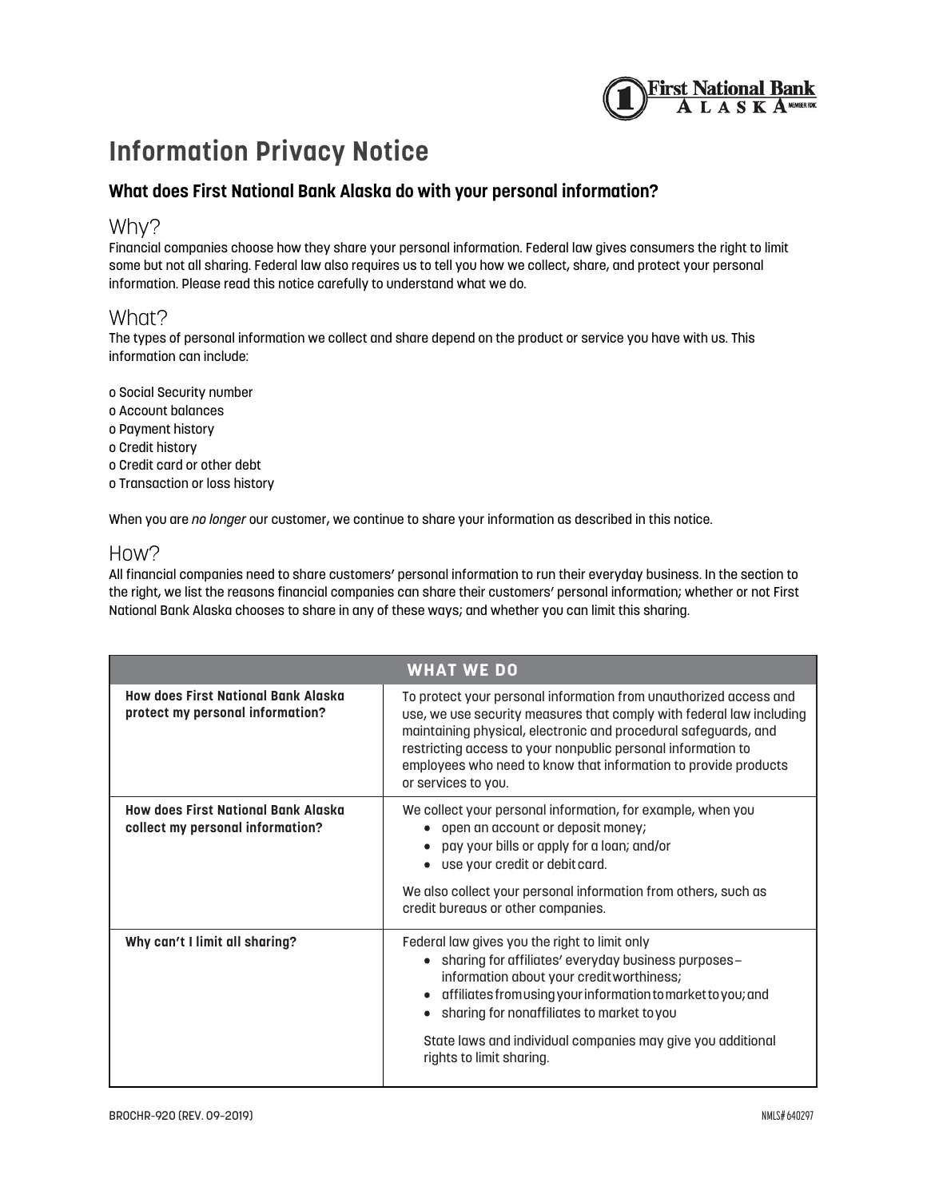# Information Privacy Notice

### What does First National Bank Alaska do with your personal information?

## Why?

Financial companies choose how they share your personal information. Federal law gives consumers the right to limit some but not all sharing. Federal law also requires us to tell you how we collect, share, and protect your personal information. Please read this notice carefully to understand what we do.

## What?

The types of personal information we collect and share depend on the product or service you have with us. This information can include:

o Social Security number
o Account balances
o Payment history
o Credit history
o Credit card or other debt
o Transaction or loss history

When you are *no longer* our customer, we continue to share your information as described in this notice.

## How?

All financial companies need to share customers' personal information to run their everyday business. In the section to the right, we list the reasons financial companies can share their customers' personal information; whether or not First National Bank Alaska chooses to share in any of these ways; and whether you can limit this sharing.

| WHAT WE DO | |
|---|---|
| **How does First National Bank Alaska protect my personal information?** | To protect your personal information from unauthorized access and use, we use security measures that comply with federal law including maintaining physical, electronic and procedural safeguards, and restricting access to your nonpublic personal information to employees who need to know that information to provide products or services to you. |
| **How does First National Bank Alaska collect my personal information?** | We collect your personal information, for example, when you<br>• open an account or deposit money;<br>• pay your bills or apply for a loan; and/or<br>• use your credit or debit card.<br><br>We also collect your personal information from others, such as credit bureaus or other companies. |
| **Why can't I limit all sharing?** | Federal law gives you the right to limit only<br>• sharing for affiliates' everyday business purposes– information about your creditworthiness;<br>• affiliates from using your information to market to you; and<br>• sharing for nonaffiliates to market to you<br><br>State laws and individual companies may give you additional rights to limit sharing. |

BROCHR-920 (REV. 09-2019)

NMLS# 640297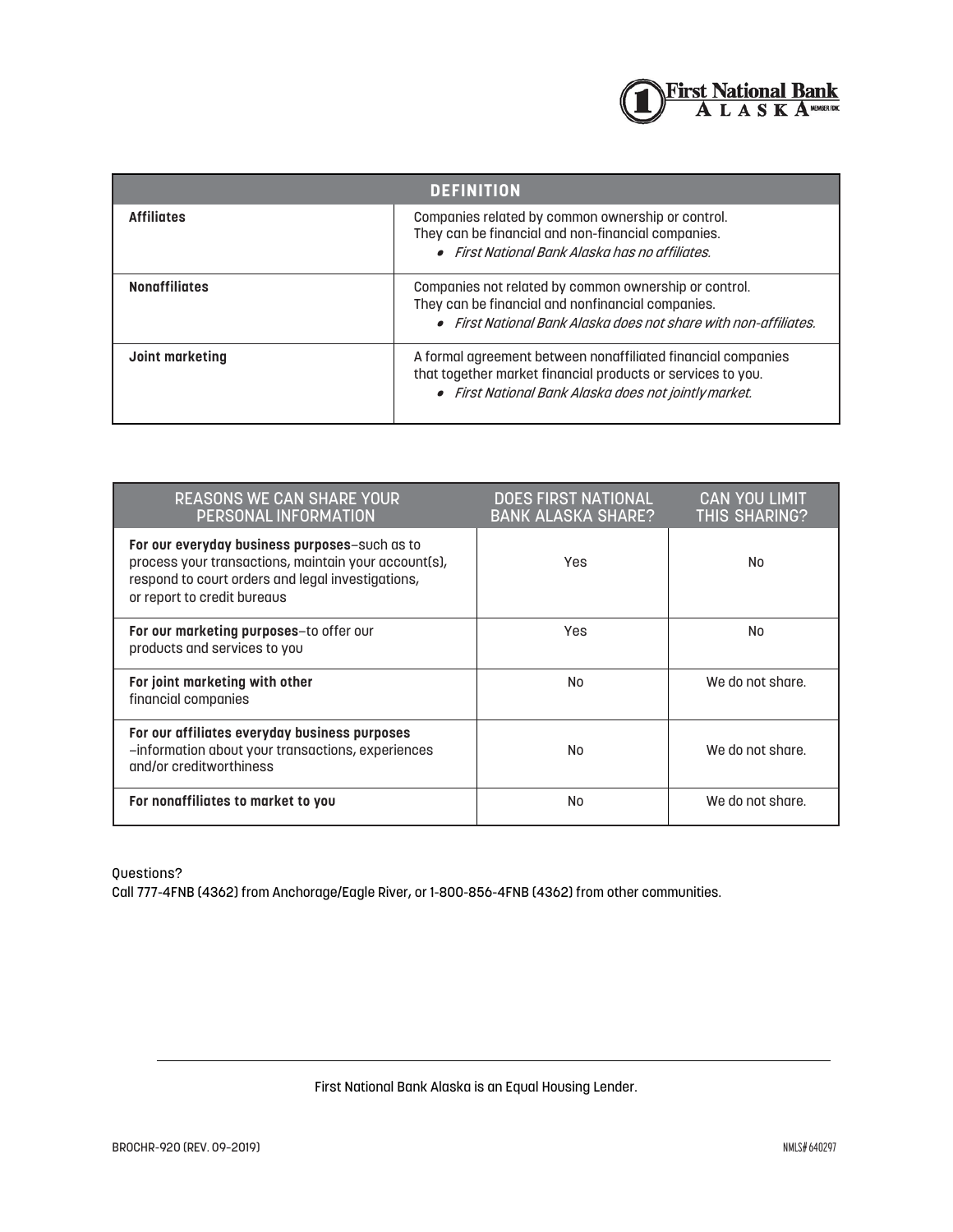| DEFINITION | |
|---|---|
| **Affiliates** | Companies related by common ownership or control. They can be financial and non-financial companies. <br>• *First National Bank Alaska has no affiliates.* |
| **Nonaffiliates** | Companies not related by common ownership or control. They can be financial and nonfinancial companies. <br>• *First National Bank Alaska does not share with non-affiliates.* |
| **Joint marketing** | A formal agreement between nonaffiliated financial companies that together market financial products or services to you. <br>• *First National Bank Alaska does not jointly market.* |

| REASONS WE CAN SHARE YOUR PERSONAL INFORMATION | DOES FIRST NATIONAL BANK ALASKA SHARE? | CAN YOU LIMIT THIS SHARING? |
|---|---|---|
| **For our everyday business purposes**–such as to process your transactions, maintain your account(s), respond to court orders and legal investigations, or report to credit bureaus | Yes | No |
| **For our marketing purposes**–to offer our products and services to you | Yes | No |
| **For joint marketing with other** financial companies | No | We do not share. |
| **For our affiliates everyday business purposes** –information about your transactions, experiences and/or creditworthiness | No | We do not share. |
| **For nonaffiliates to market to you** | No | We do not share. |

Questions?
Call 777-4FNB (4362) from Anchorage/Eagle River, or 1-800-856-4FNB (4362) from other communities.

First National Bank Alaska is an Equal Housing Lender.

BROCHR-920 (REV. 09-2019)

NMLS# 640297